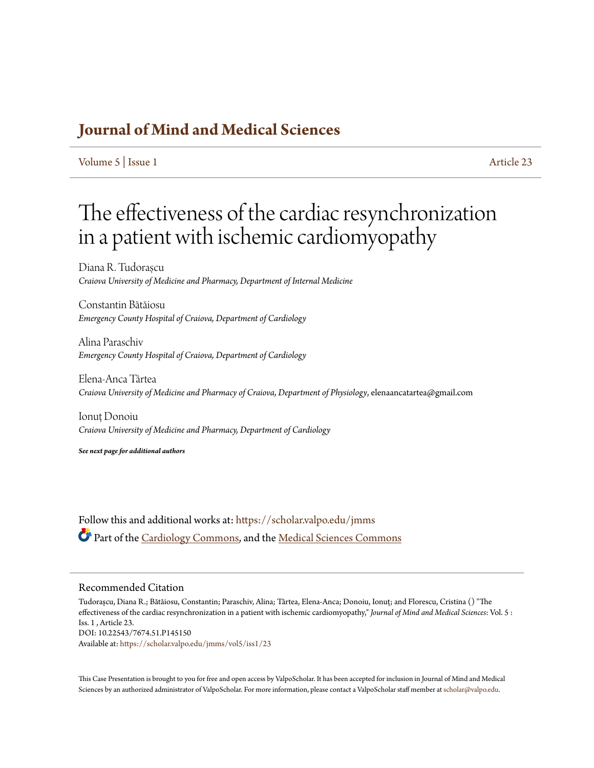# Journal of Mind and Medical Sciences

Volume 5 | Issue 1 Article 23

# The effectiveness of the cardiac resynchronization in a patient with ischemic cardiomyopathy

Diana R. Tudorașcu
*Craiova University of Medicine and Pharmacy, Department of Internal Medicine*

Constantin Bătăiosu
*Emergency County Hospital of Craiova, Department of Cardiology*

Alina Paraschiv
*Emergency County Hospital of Craiova, Department of Cardiology*

Elena-Anca Târtea
*Craiova University of Medicine and Pharmacy of Craiova, Department of Physiology*, elenaancatartea@gmail.com

Ionuț Donoiu
*Craiova University of Medicine and Pharmacy, Department of Cardiology*

***See next page for additional authors***

Follow this and additional works at: https://scholar.valpo.edu/jmms

Part of the Cardiology Commons, and the Medical Sciences Commons

## Recommended Citation

Tudorașcu, Diana R.; Bătăiosu, Constantin; Paraschiv, Alina; Târtea, Elena-Anca; Donoiu, Ionuț; and Florescu, Cristina () "The effectiveness of the cardiac resynchronization in a patient with ischemic cardiomyopathy," *Journal of Mind and Medical Sciences*: Vol. 5 : Iss. 1 , Article 23.
DOI: 10.22543/7674.51.P145150
Available at: https://scholar.valpo.edu/jmms/vol5/iss1/23

This Case Presentation is brought to you for free and open access by ValpoScholar. It has been accepted for inclusion in Journal of Mind and Medical Sciences by an authorized administrator of ValpoScholar. For more information, please contact a ValpoScholar staff member at scholar@valpo.edu.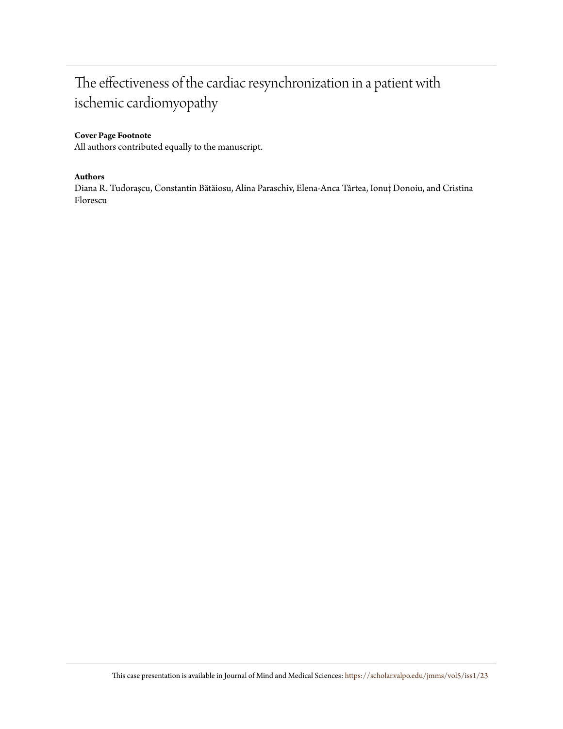# The effectiveness of the cardiac resynchronization in a patient with ischemic cardiomyopathy

**Cover Page Footnote**

All authors contributed equally to the manuscript.

**Authors**

Diana R. Tudorașcu, Constantin Bătăiosu, Alina Paraschiv, Elena-Anca Târtea, Ionuț Donoiu, and Cristina Florescu

This case presentation is available in Journal of Mind and Medical Sciences: https://scholar.valpo.edu/jmms/vol5/iss1/23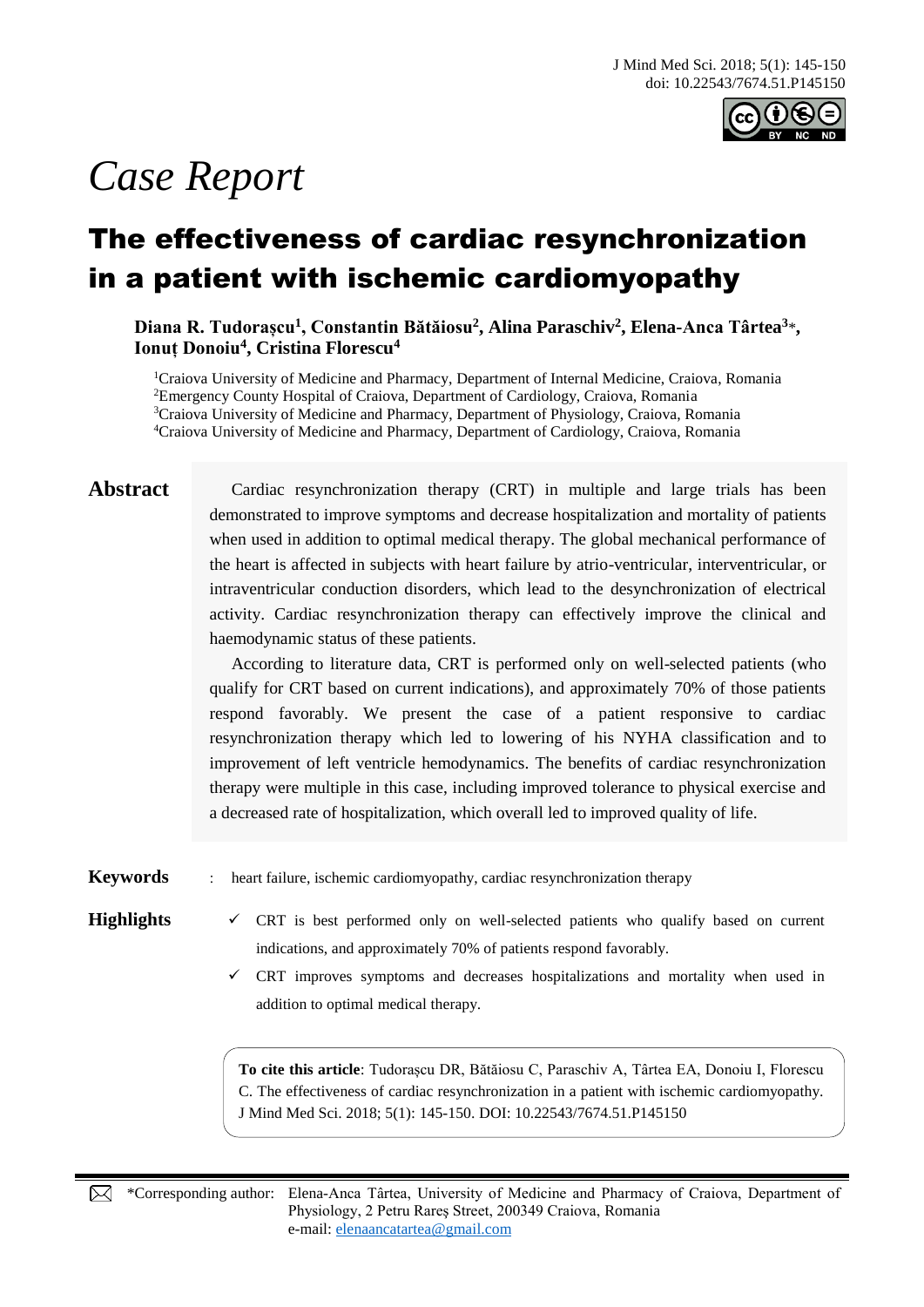# *Case Report*

# The effectiveness of cardiac resynchronization in a patient with ischemic cardiomyopathy

**Diana R. Tudorașcu[1], Constantin Bătăiosu[2], Alina Paraschiv[2], Elena-Anca Târtea[3]\*, Ionuț Donoiu[4], Cristina Florescu[4]**

[1]Craiova University of Medicine and Pharmacy, Department of Internal Medicine, Craiova, Romania
[2]Emergency County Hospital of Craiova, Department of Cardiology, Craiova, Romania
[3]Craiova University of Medicine and Pharmacy, Department of Physiology, Craiova, Romania
[4]Craiova University of Medicine and Pharmacy, Department of Cardiology, Craiova, Romania

## Abstract

Cardiac resynchronization therapy (CRT) in multiple and large trials has been demonstrated to improve symptoms and decrease hospitalization and mortality of patients when used in addition to optimal medical therapy. The global mechanical performance of the heart is affected in subjects with heart failure by atrio-ventricular, interventricular, or intraventricular conduction disorders, which lead to the desynchronization of electrical activity. Cardiac resynchronization therapy can effectively improve the clinical and haemodynamic status of these patients.

According to literature data, CRT is performed only on well-selected patients (who qualify for CRT based on current indications), and approximately 70% of those patients respond favorably. We present the case of a patient responsive to cardiac resynchronization therapy which led to lowering of his NYHA classification and to improvement of left ventricle hemodynamics. The benefits of cardiac resynchronization therapy were multiple in this case, including improved tolerance to physical exercise and a decreased rate of hospitalization, which overall led to improved quality of life.

**Keywords** : heart failure, ischemic cardiomyopathy, cardiac resynchronization therapy

**Highlights**

- ✓ CRT is best performed only on well-selected patients who qualify based on current indications, and approximately 70% of patients respond favorably.
- ✓ CRT improves symptoms and decreases hospitalizations and mortality when used in addition to optimal medical therapy.

**To cite this article**: Tudorașcu DR, Bătăiosu C, Paraschiv A, Târtea EA, Donoiu I, Florescu C. The effectiveness of cardiac resynchronization in a patient with ischemic cardiomyopathy. J Mind Med Sci. 2018; 5(1): 145-150. DOI: 10.22543/7674.51.P145150

\*Corresponding author: Elena-Anca Târtea, University of Medicine and Pharmacy of Craiova, Department of Physiology, 2 Petru Rareș Street, 200349 Craiova, Romania
e-mail: elenaancatartea@gmail.com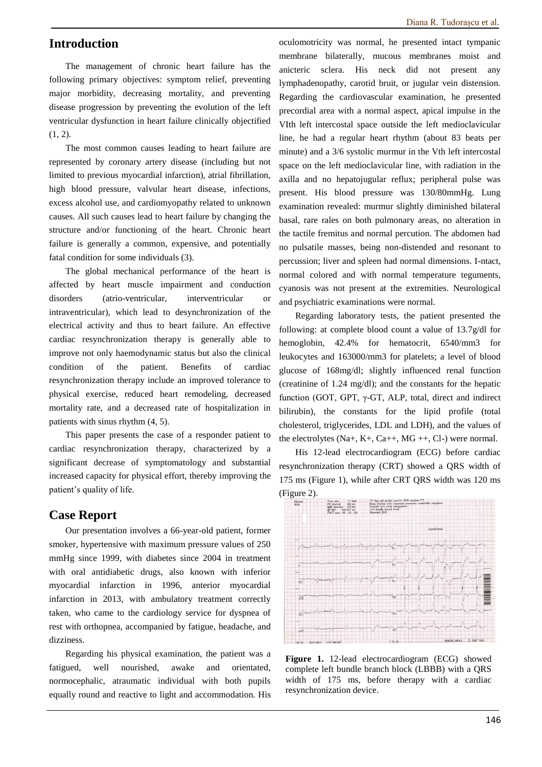## Introduction

The management of chronic heart failure has the following primary objectives: symptom relief, preventing major morbidity, decreasing mortality, and preventing disease progression by preventing the evolution of the left ventricular dysfunction in heart failure clinically objectified (1, 2).

The most common causes leading to heart failure are represented by coronary artery disease (including but not limited to previous myocardial infarction), atrial fibrillation, high blood pressure, valvular heart disease, infections, excess alcohol use, and cardiomyopathy related to unknown causes. All such causes lead to heart failure by changing the structure and/or functioning of the heart. Chronic heart failure is generally a common, expensive, and potentially fatal condition for some individuals (3).

The global mechanical performance of the heart is affected by heart muscle impairment and conduction disorders (atrio-ventricular, interventricular or intraventricular), which lead to desynchronization of the electrical activity and thus to heart failure. An effective cardiac resynchronization therapy is generally able to improve not only haemodynamic status but also the clinical condition of the patient. Benefits of cardiac resynchronization therapy include an improved tolerance to physical exercise, reduced heart remodeling, decreased mortality rate, and a decreased rate of hospitalization in patients with sinus rhythm (4, 5).

This paper presents the case of a responder patient to cardiac resynchronization therapy, characterized by a significant decrease of symptomatology and substantial increased capacity for physical effort, thereby improving the patient's quality of life.

## Case Report

Our presentation involves a 66-year-old patient, former smoker, hypertensive with maximum pressure values of 250 mmHg since 1999, with diabetes since 2004 in treatment with oral antidiabetic drugs, also known with inferior myocardial infarction in 1996, anterior myocardial infarction in 2013, with ambulatory treatment correctly taken, who came to the cardiology service for dyspnea of rest with orthopnea, accompanied by fatigue, headache, and dizziness.

Regarding his physical examination, the patient was a fatigued, well nourished, awake and orientated, normocephalic, atraumatic individual with both pupils equally round and reactive to light and accommodation. His oculomotricity was normal, he presented intact tympanic membrane bilaterally, mucous membranes moist and anicteric sclera. His neck did not present any lymphadenopathy, carotid bruit, or jugular vein distension. Regarding the cardiovascular examination, he presented precordial area with a normal aspect, apical impulse in the VIth left intercostal space outside the left medioclavicular line, he had a regular heart rhythm (about 83 beats per minute) and a 3/6 systolic murmur in the Vth left intercostal space on the left medioclavicular line, with radiation in the axilla and no hepatojugular reflux; peripheral pulse was present. His blood pressure was 130/80mmHg. Lung examination revealed: murmur slightly diminished bilateral basal, rare rales on both pulmonary areas, no alteration in the tactile fremitus and normal percution. The abdomen had no pulsatile masses, being non-distended and resonant to percussion; liver and spleen had normal dimensions. I-ntact, normal colored and with normal temperature teguments, cyanosis was not present at the extremities. Neurological and psychiatric examinations were normal.

Regarding laboratory tests, the patient presented the following: at complete blood count a value of 13.7g/dl for hemoglobin, 42.4% for hematocrit, 6540/mm3 for leukocytes and 163000/mm3 for platelets; a level of blood glucose of 168mg/dl; slightly influenced renal function (creatinine of 1.24 mg/dl); and the constants for the hepatic function (GOT, GPT, γ-GT, ALP, total, direct and indirect bilirubin), the constants for the lipid profile (total cholesterol, triglycerides, LDL and LDH), and the values of the electrolytes (Na+, K+, Ca++, MG ++, Cl-) were normal.

His 12-lead electrocardiogram (ECG) before cardiac resynchronization therapy (CRT) showed a QRS width of 175 ms (Figure 1), while after CRT QRS width was 120 ms (Figure 2).

**Figure 1.** 12-lead electrocardiogram (ECG) showed complete left bundle branch block (LBBB) with a QRS width of 175 ms, before therapy with a cardiac resynchronization device.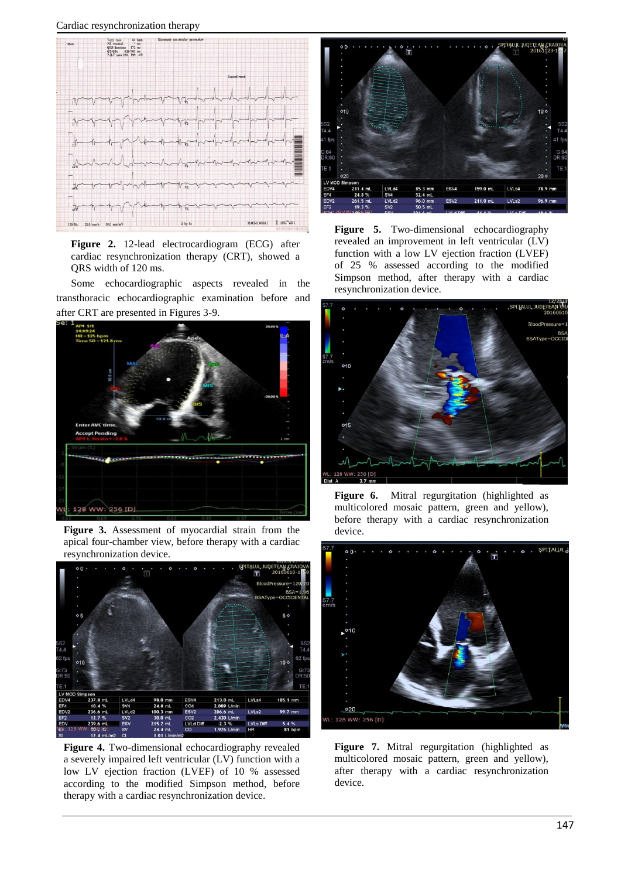**Figure 2.** 12-lead electrocardiogram (ECG) after cardiac resynchronization therapy (CRT), showed a QRS width of 120 ms.

Some echocardiographic aspects revealed in the transthoracic echocardiographic examination before and after CRT are presented in Figures 3-9.

**Figure 3.** Assessment of myocardial strain from the apical four-chamber view, before therapy with a cardiac resynchronization device.

**Figure 4.** Two-dimensional echocardiography revealed a severely impaired left ventricular (LV) function with a low LV ejection fraction (LVEF) of 10 % assessed according to the modified Simpson method, before therapy with a cardiac resynchronization device.

**Figure 5.** Two-dimensional echocardiography revealed an improvement in left ventricular (LV) function with a low LV ejection fraction (LVEF) of 25 % assessed according to the modified Simpson method, after therapy with a cardiac resynchronization device.

**Figure 6.** Mitral regurgitation (highlighted as multicolored mosaic pattern, green and yellow), before therapy with a cardiac resynchronization device.

**Figure 7.** Mitral regurgitation (highlighted as multicolored mosaic pattern, green and yellow), after therapy with a cardiac resynchronization device.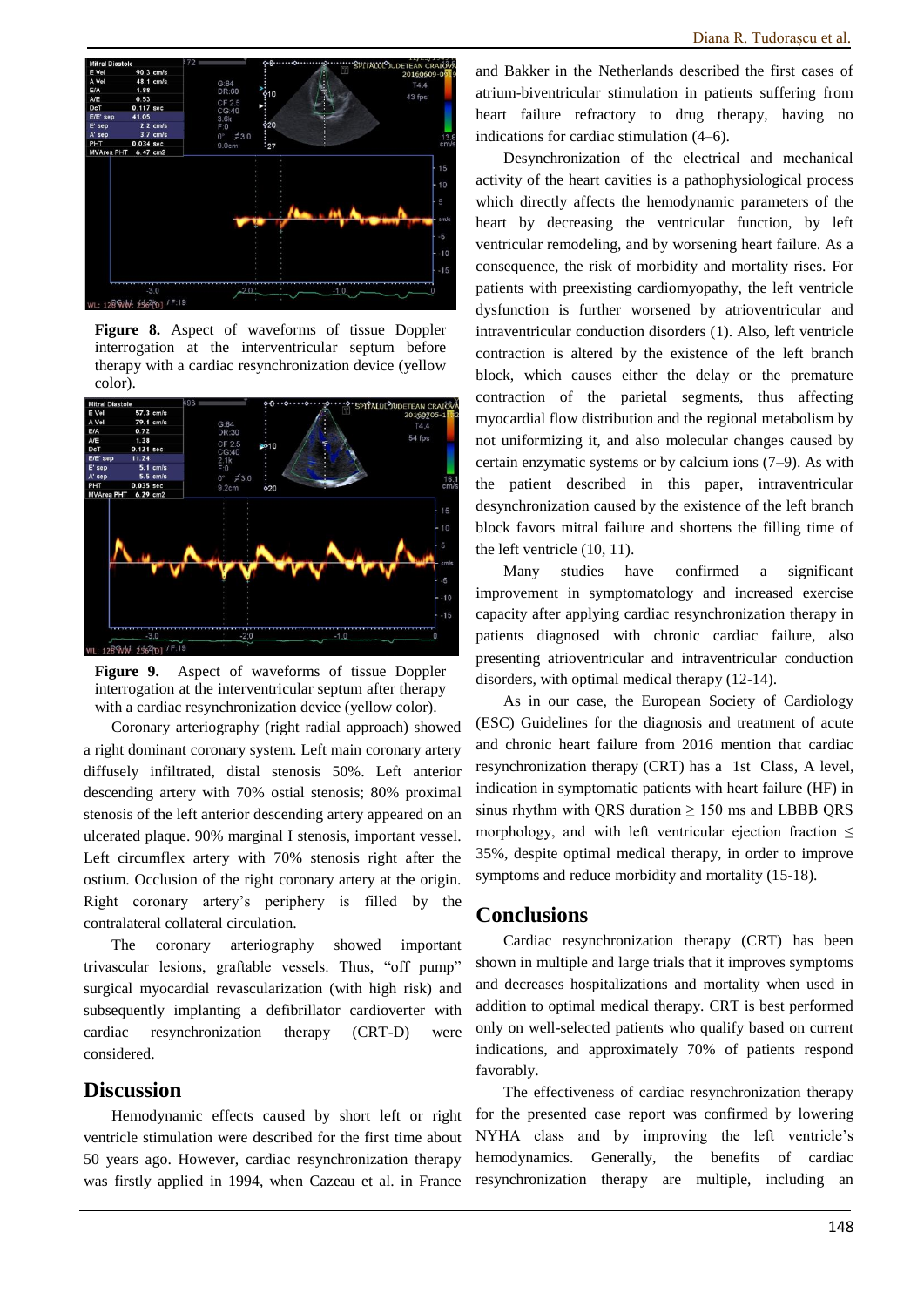Figure 8. Aspect of waveforms of tissue Doppler interrogation at the interventricular septum before therapy with a cardiac resynchronization device (yellow color).

Figure 9. Aspect of waveforms of tissue Doppler interrogation at the interventricular septum after therapy with a cardiac resynchronization device (yellow color).

Coronary arteriography (right radial approach) showed a right dominant coronary system. Left main coronary artery diffusely infiltrated, distal stenosis 50%. Left anterior descending artery with 70% ostial stenosis; 80% proximal stenosis of the left anterior descending artery appeared on an ulcerated plaque. 90% marginal I stenosis, important vessel. Left circumflex artery with 70% stenosis right after the ostium. Occlusion of the right coronary artery at the origin. Right coronary artery's periphery is filled by the contralateral collateral circulation.

The coronary arteriography showed important trivascular lesions, graftable vessels. Thus, "off pump" surgical myocardial revascularization (with high risk) and subsequently implanting a defibrillator cardioverter with cardiac resynchronization therapy (CRT-D) were considered.

## Discussion

Hemodynamic effects caused by short left or right ventricle stimulation were described for the first time about 50 years ago. However, cardiac resynchronization therapy was firstly applied in 1994, when Cazeau et al. in France and Bakker in the Netherlands described the first cases of atrium-biventricular stimulation in patients suffering from heart failure refractory to drug therapy, having no indications for cardiac stimulation (4–6).

Desynchronization of the electrical and mechanical activity of the heart cavities is a pathophysiological process which directly affects the hemodynamic parameters of the heart by decreasing the ventricular function, by left ventricular remodeling, and by worsening heart failure. As a consequence, the risk of morbidity and mortality rises. For patients with preexisting cardiomyopathy, the left ventricle dysfunction is further worsened by atrioventricular and intraventricular conduction disorders (1). Also, left ventricle contraction is altered by the existence of the left branch block, which causes either the delay or the premature contraction of the parietal segments, thus affecting myocardial flow distribution and the regional metabolism by not uniformizing it, and also molecular changes caused by certain enzymatic systems or by calcium ions (7–9). As with the patient described in this paper, intraventricular desynchronization caused by the existence of the left branch block favors mitral failure and shortens the filling time of the left ventricle (10, 11).

Many studies have confirmed a significant improvement in symptomatology and increased exercise capacity after applying cardiac resynchronization therapy in patients diagnosed with chronic cardiac failure, also presenting atrioventricular and intraventricular conduction disorders, with optimal medical therapy (12-14).

As in our case, the European Society of Cardiology (ESC) Guidelines for the diagnosis and treatment of acute and chronic heart failure from 2016 mention that cardiac resynchronization therapy (CRT) has a 1st Class, A level, indication in symptomatic patients with heart failure (HF) in sinus rhythm with QRS duration ≥ 150 ms and LBBB QRS morphology, and with left ventricular ejection fraction ≤ 35%, despite optimal medical therapy, in order to improve symptoms and reduce morbidity and mortality (15-18).

## Conclusions

Cardiac resynchronization therapy (CRT) has been shown in multiple and large trials that it improves symptoms and decreases hospitalizations and mortality when used in addition to optimal medical therapy. CRT is best performed only on well-selected patients who qualify based on current indications, and approximately 70% of patients respond favorably.

The effectiveness of cardiac resynchronization therapy for the presented case report was confirmed by lowering NYHA class and by improving the left ventricle's hemodynamics. Generally, the benefits of cardiac resynchronization therapy are multiple, including an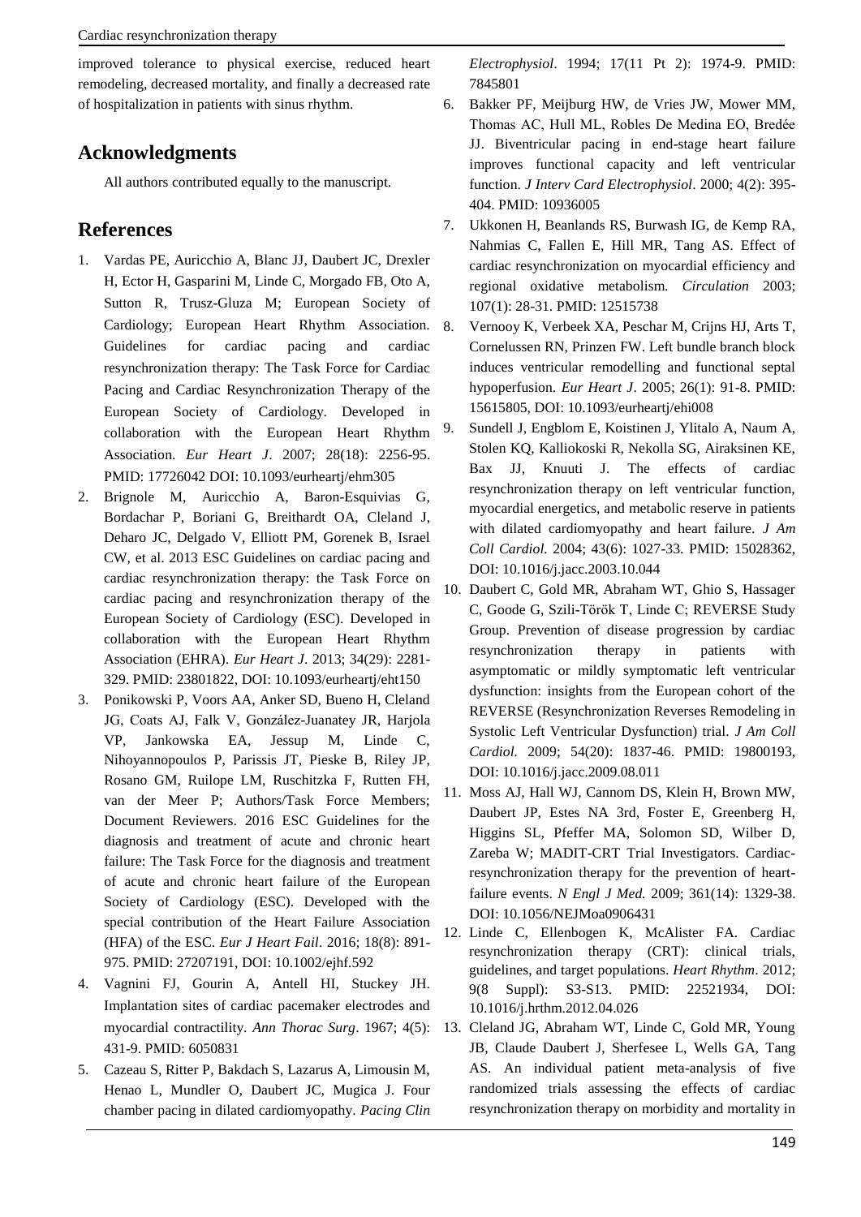improved tolerance to physical exercise, reduced heart remodeling, decreased mortality, and finally a decreased rate of hospitalization in patients with sinus rhythm.

## Acknowledgments

All authors contributed equally to the manuscript.

## References

1. Vardas PE, Auricchio A, Blanc JJ, Daubert JC, Drexler H, Ector H, Gasparini M, Linde C, Morgado FB, Oto A, Sutton R, Trusz-Gluza M; European Society of Cardiology; European Heart Rhythm Association. Guidelines for cardiac pacing and cardiac resynchronization therapy: The Task Force for Cardiac Pacing and Cardiac Resynchronization Therapy of the European Society of Cardiology. Developed in collaboration with the European Heart Rhythm Association. *Eur Heart J*. 2007; 28(18): 2256-95. PMID: 17726042 DOI: 10.1093/eurheartj/ehm305
2. Brignole M, Auricchio A, Baron-Esquivias G, Bordachar P, Boriani G, Breithardt OA, Cleland J, Deharo JC, Delgado V, Elliott PM, Gorenek B, Israel CW, et al. 2013 ESC Guidelines on cardiac pacing and cardiac resynchronization therapy: the Task Force on cardiac pacing and resynchronization therapy of the European Society of Cardiology (ESC). Developed in collaboration with the European Heart Rhythm Association (EHRA). *Eur Heart J*. 2013; 34(29): 2281-329. PMID: 23801822, DOI: 10.1093/eurheartj/eht150
3. Ponikowski P, Voors AA, Anker SD, Bueno H, Cleland JG, Coats AJ, Falk V, González-Juanatey JR, Harjola VP, Jankowska EA, Jessup M, Linde C, Nihoyannopoulos P, Parissis JT, Pieske B, Riley JP, Rosano GM, Ruilope LM, Ruschitzka F, Rutten FH, van der Meer P; Authors/Task Force Members; Document Reviewers. 2016 ESC Guidelines for the diagnosis and treatment of acute and chronic heart failure: The Task Force for the diagnosis and treatment of acute and chronic heart failure of the European Society of Cardiology (ESC). Developed with the special contribution of the Heart Failure Association (HFA) of the ESC. *Eur J Heart Fail*. 2016; 18(8): 891-975. PMID: 27207191, DOI: 10.1002/ejhf.592
4. Vagnini FJ, Gourin A, Antell HI, Stuckey JH. Implantation sites of cardiac pacemaker electrodes and myocardial contractility. *Ann Thorac Surg*. 1967; 4(5): 431-9. PMID: 6050831
5. Cazeau S, Ritter P, Bakdach S, Lazarus A, Limousin M, Henao L, Mundler O, Daubert JC, Mugica J. Four chamber pacing in dilated cardiomyopathy. *Pacing Clin Electrophysiol*. 1994; 17(11 Pt 2): 1974-9. PMID: 7845801
6. Bakker PF, Meijburg HW, de Vries JW, Mower MM, Thomas AC, Hull ML, Robles De Medina EO, Bredée JJ. Biventricular pacing in end-stage heart failure improves functional capacity and left ventricular function. *J Interv Card Electrophysiol*. 2000; 4(2): 395-404. PMID: 10936005
7. Ukkonen H, Beanlands RS, Burwash IG, de Kemp RA, Nahmias C, Fallen E, Hill MR, Tang AS. Effect of cardiac resynchronization on myocardial efficiency and regional oxidative metabolism. *Circulation* 2003; 107(1): 28-31. PMID: 12515738
8. Vernooy K, Verbeek XA, Peschar M, Crijns HJ, Arts T, Cornelussen RN, Prinzen FW. Left bundle branch block induces ventricular remodelling and functional septal hypoperfusion. *Eur Heart J*. 2005; 26(1): 91-8. PMID: 15615805, DOI: 10.1093/eurheartj/ehi008
9. Sundell J, Engblom E, Koistinen J, Ylitalo A, Naum A, Stolen KQ, Kalliokoski R, Nekolla SG, Airaksinen KE, Bax JJ, Knuuti J. The effects of cardiac resynchronization therapy on left ventricular function, myocardial energetics, and metabolic reserve in patients with dilated cardiomyopathy and heart failure. *J Am Coll Cardiol.* 2004; 43(6): 1027-33. PMID: 15028362, DOI: 10.1016/j.jacc.2003.10.044
10. Daubert C, Gold MR, Abraham WT, Ghio S, Hassager C, Goode G, Szili-Török T, Linde C; REVERSE Study Group. Prevention of disease progression by cardiac resynchronization therapy in patients with asymptomatic or mildly symptomatic left ventricular dysfunction: insights from the European cohort of the REVERSE (Resynchronization Reverses Remodeling in Systolic Left Ventricular Dysfunction) trial. *J Am Coll Cardiol.* 2009; 54(20): 1837-46. PMID: 19800193, DOI: 10.1016/j.jacc.2009.08.011
11. Moss AJ, Hall WJ, Cannom DS, Klein H, Brown MW, Daubert JP, Estes NA 3rd, Foster E, Greenberg H, Higgins SL, Pfeffer MA, Solomon SD, Wilber D, Zareba W; MADIT-CRT Trial Investigators. Cardiac-resynchronization therapy for the prevention of heart-failure events. *N Engl J Med.* 2009; 361(14): 1329-38. DOI: 10.1056/NEJMoa0906431
12. Linde C, Ellenbogen K, McAlister FA. Cardiac resynchronization therapy (CRT): clinical trials, guidelines, and target populations. *Heart Rhythm*. 2012; 9(8 Suppl): S3-S13. PMID: 22521934, DOI: 10.1016/j.hrthm.2012.04.026
13. Cleland JG, Abraham WT, Linde C, Gold MR, Young JB, Claude Daubert J, Sherfesee L, Wells GA, Tang AS. An individual patient meta-analysis of five randomized trials assessing the effects of cardiac resynchronization therapy on morbidity and mortality in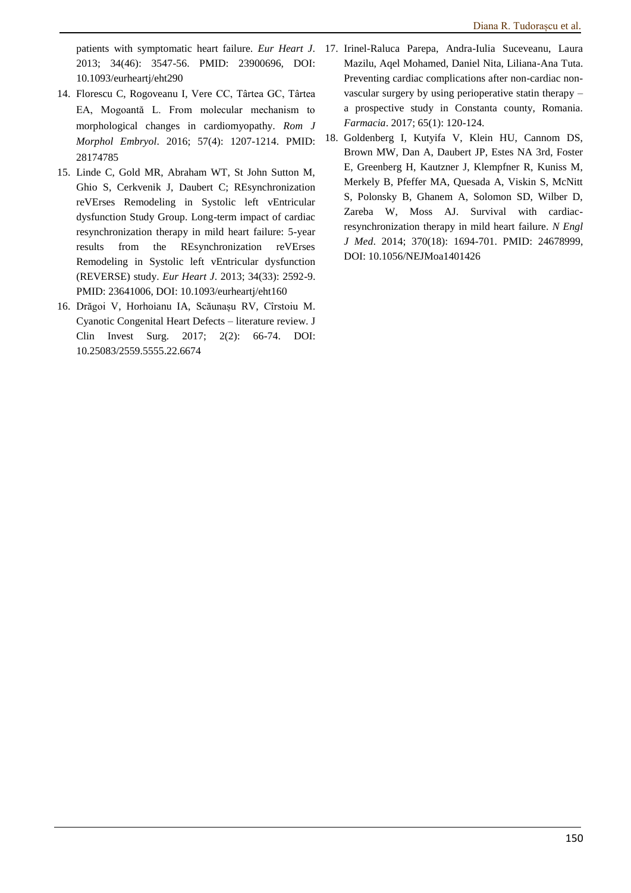patients with symptomatic heart failure. *Eur Heart J*. 2013; 34(46): 3547-56. PMID: 23900696, DOI: 10.1093/eurheartj/eht290

14. Florescu C, Rogoveanu I, Vere CC, Târtea GC, Târtea EA, Mogoantă L. From molecular mechanism to morphological changes in cardiomyopathy. *Rom J Morphol Embryol*. 2016; 57(4): 1207-1214. PMID: 28174785
15. Linde C, Gold MR, Abraham WT, St John Sutton M, Ghio S, Cerkvenik J, Daubert C; REsynchronization reVErses Remodeling in Systolic left vEntricular dysfunction Study Group. Long-term impact of cardiac resynchronization therapy in mild heart failure: 5-year results from the REsynchronization reVErses Remodeling in Systolic left vEntricular dysfunction (REVERSE) study. *Eur Heart J*. 2013; 34(33): 2592-9. PMID: 23641006, DOI: 10.1093/eurheartj/eht160
16. Drăgoi V, Horhoianu IA, Scăunașu RV, Cîrstoiu M. Cyanotic Congenital Heart Defects – literature review. J Clin Invest Surg. 2017; 2(2): 66-74. DOI: 10.25083/2559.5555.22.6674
17. Irinel-Raluca Parepa, Andra-Iulia Suceveanu, Laura Mazilu, Aqel Mohamed, Daniel Nita, Liliana-Ana Tuta. Preventing cardiac complications after non-cardiac non-vascular surgery by using perioperative statin therapy – a prospective study in Constanta county, Romania. *Farmacia*. 2017; 65(1): 120-124.
18. Goldenberg I, Kutyifa V, Klein HU, Cannom DS, Brown MW, Dan A, Daubert JP, Estes NA 3rd, Foster E, Greenberg H, Kautzner J, Klempfner R, Kuniss M, Merkely B, Pfeffer MA, Quesada A, Viskin S, McNitt S, Polonsky B, Ghanem A, Solomon SD, Wilber D, Zareba W, Moss AJ. Survival with cardiac-resynchronization therapy in mild heart failure. *N Engl J Med*. 2014; 370(18): 1694-701. PMID: 24678999, DOI: 10.1056/NEJMoa1401426